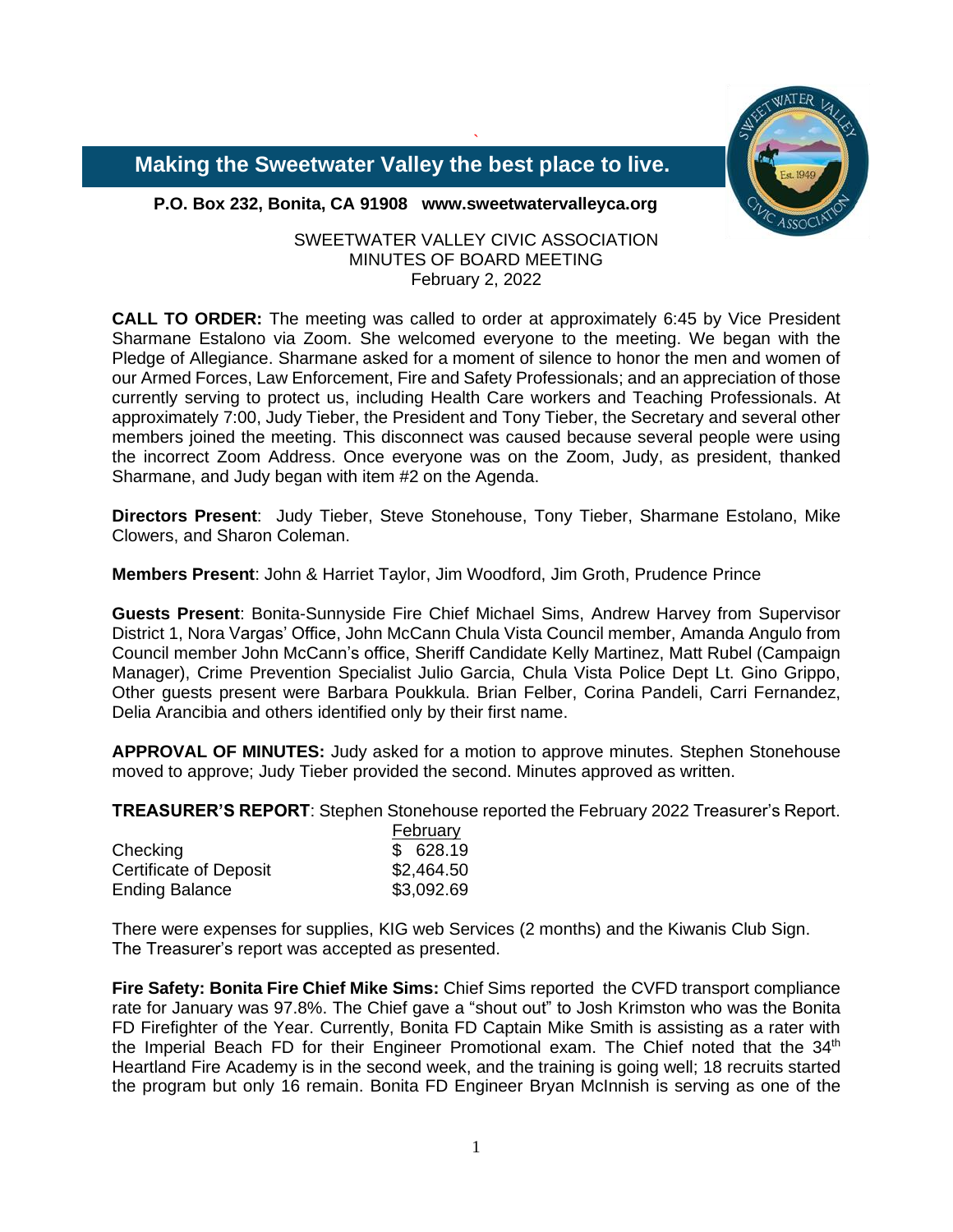**Making the Sweetwater Valley the best place to live.**

**P.O. Box 232, Bonita, CA 91908 www.sweetwatervalleyca.org**

SWEETWATER VALLEY CIVIC ASSOCIATION
MINUTES OF BOARD MEETING
February 2, 2022

**CALL TO ORDER:** The meeting was called to order at approximately 6:45 by Vice President Sharmane Estalono via Zoom. She welcomed everyone to the meeting. We began with the Pledge of Allegiance. Sharmane asked for a moment of silence to honor the men and women of our Armed Forces, Law Enforcement, Fire and Safety Professionals; and an appreciation of those currently serving to protect us, including Health Care workers and Teaching Professionals. At approximately 7:00, Judy Tieber, the President and Tony Tieber, the Secretary and several other members joined the meeting. This disconnect was caused because several people were using the incorrect Zoom Address. Once everyone was on the Zoom, Judy, as president, thanked Sharmane, and Judy began with item #2 on the Agenda.

**Directors Present**: Judy Tieber, Steve Stonehouse, Tony Tieber, Sharmane Estolano, Mike Clowers, and Sharon Coleman.

**Members Present**: John & Harriet Taylor, Jim Woodford, Jim Groth, Prudence Prince

**Guests Present**: Bonita-Sunnyside Fire Chief Michael Sims, Andrew Harvey from Supervisor District 1, Nora Vargas' Office, John McCann Chula Vista Council member, Amanda Angulo from Council member John McCann's office, Sheriff Candidate Kelly Martinez, Matt Rubel (Campaign Manager), Crime Prevention Specialist Julio Garcia, Chula Vista Police Dept Lt. Gino Grippo, Other guests present were Barbara Poukkula. Brian Felber, Corina Pandeli, Carri Fernandez, Delia Arancibia and others identified only by their first name.

**APPROVAL OF MINUTES:** Judy asked for a motion to approve minutes. Stephen Stonehouse moved to approve; Judy Tieber provided the second. Minutes approved as written.

**TREASURER'S REPORT**: Stephen Stonehouse reported the February 2022 Treasurer's Report.

| | February |
|---|---|
| Checking | $ 628.19 |
| Certificate of Deposit | $2,464.50 |
| Ending Balance | $3,092.69 |

There were expenses for supplies, KIG web Services (2 months) and the Kiwanis Club Sign. The Treasurer's report was accepted as presented.

**Fire Safety: Bonita Fire Chief Mike Sims:** Chief Sims reported the CVFD transport compliance rate for January was 97.8%. The Chief gave a "shout out" to Josh Krimston who was the Bonita FD Firefighter of the Year. Currently, Bonita FD Captain Mike Smith is assisting as a rater with the Imperial Beach FD for their Engineer Promotional exam. The Chief noted that the 34th Heartland Fire Academy is in the second week, and the training is going well; 18 recruits started the program but only 16 remain. Bonita FD Engineer Bryan McInnish is serving as one of the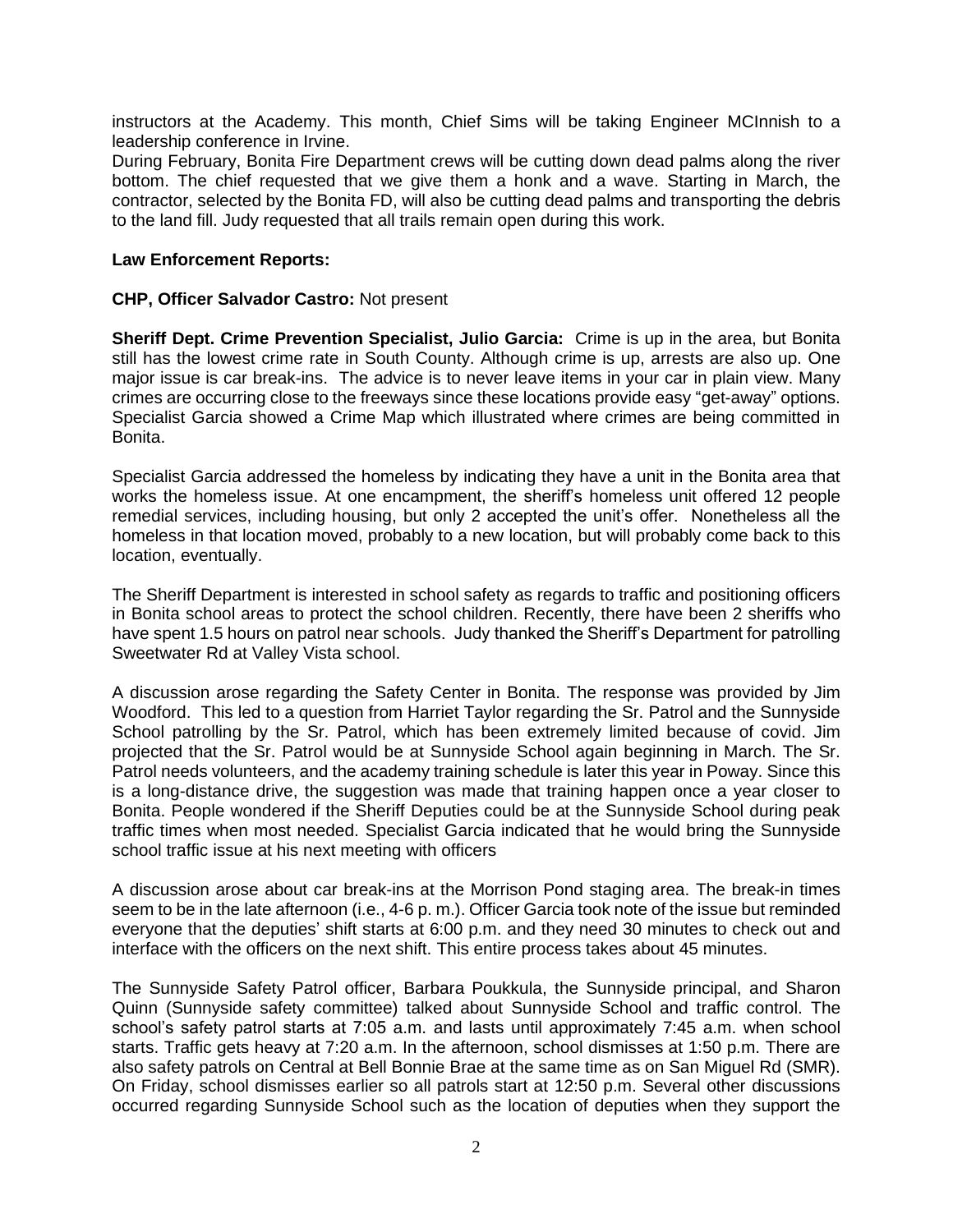instructors at the Academy. This month, Chief Sims will be taking Engineer MCInnish to a leadership conference in Irvine.

During February, Bonita Fire Department crews will be cutting down dead palms along the river bottom. The chief requested that we give them a honk and a wave. Starting in March, the contractor, selected by the Bonita FD, will also be cutting dead palms and transporting the debris to the land fill. Judy requested that all trails remain open during this work.

**Law Enforcement Reports:**

**CHP, Officer Salvador Castro:** Not present

**Sheriff Dept. Crime Prevention Specialist, Julio Garcia:** Crime is up in the area, but Bonita still has the lowest crime rate in South County. Although crime is up, arrests are also up. One major issue is car break-ins. The advice is to never leave items in your car in plain view. Many crimes are occurring close to the freeways since these locations provide easy "get-away" options. Specialist Garcia showed a Crime Map which illustrated where crimes are being committed in Bonita.

Specialist Garcia addressed the homeless by indicating they have a unit in the Bonita area that works the homeless issue. At one encampment, the sheriff's homeless unit offered 12 people remedial services, including housing, but only 2 accepted the unit's offer. Nonetheless all the homeless in that location moved, probably to a new location, but will probably come back to this location, eventually.

The Sheriff Department is interested in school safety as regards to traffic and positioning officers in Bonita school areas to protect the school children. Recently, there have been 2 sheriffs who have spent 1.5 hours on patrol near schools. Judy thanked the Sheriff's Department for patrolling Sweetwater Rd at Valley Vista school.

A discussion arose regarding the Safety Center in Bonita. The response was provided by Jim Woodford. This led to a question from Harriet Taylor regarding the Sr. Patrol and the Sunnyside School patrolling by the Sr. Patrol, which has been extremely limited because of covid. Jim projected that the Sr. Patrol would be at Sunnyside School again beginning in March. The Sr. Patrol needs volunteers, and the academy training schedule is later this year in Poway. Since this is a long-distance drive, the suggestion was made that training happen once a year closer to Bonita. People wondered if the Sheriff Deputies could be at the Sunnyside School during peak traffic times when most needed. Specialist Garcia indicated that he would bring the Sunnyside school traffic issue at his next meeting with officers

A discussion arose about car break-ins at the Morrison Pond staging area. The break-in times seem to be in the late afternoon (i.e., 4-6 p. m.). Officer Garcia took note of the issue but reminded everyone that the deputies' shift starts at 6:00 p.m. and they need 30 minutes to check out and interface with the officers on the next shift. This entire process takes about 45 minutes.

The Sunnyside Safety Patrol officer, Barbara Poukkula, the Sunnyside principal, and Sharon Quinn (Sunnyside safety committee) talked about Sunnyside School and traffic control. The school's safety patrol starts at 7:05 a.m. and lasts until approximately 7:45 a.m. when school starts. Traffic gets heavy at 7:20 a.m. In the afternoon, school dismisses at 1:50 p.m. There are also safety patrols on Central at Bell Bonnie Brae at the same time as on San Miguel Rd (SMR). On Friday, school dismisses earlier so all patrols start at 12:50 p.m. Several other discussions occurred regarding Sunnyside School such as the location of deputies when they support the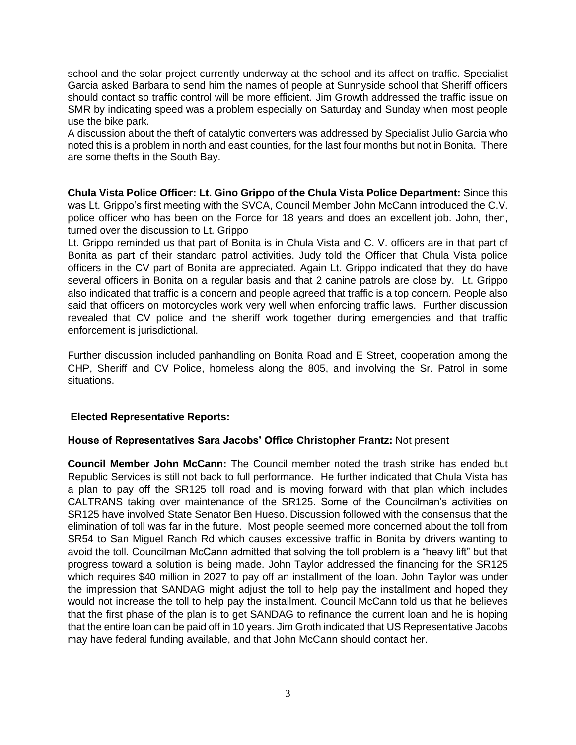school and the solar project currently underway at the school and its affect on traffic. Specialist Garcia asked Barbara to send him the names of people at Sunnyside school that Sheriff officers should contact so traffic control will be more efficient. Jim Growth addressed the traffic issue on SMR by indicating speed was a problem especially on Saturday and Sunday when most people use the bike park.
A discussion about the theft of catalytic converters was addressed by Specialist Julio Garcia who noted this is a problem in north and east counties, for the last four months but not in Bonita. There are some thefts in the South Bay.

**Chula Vista Police Officer: Lt. Gino Grippo of the Chula Vista Police Department:** Since this was Lt. Grippo's first meeting with the SVCA, Council Member John McCann introduced the C.V. police officer who has been on the Force for 18 years and does an excellent job. John, then, turned over the discussion to Lt. Grippo
Lt. Grippo reminded us that part of Bonita is in Chula Vista and C. V. officers are in that part of Bonita as part of their standard patrol activities. Judy told the Officer that Chula Vista police officers in the CV part of Bonita are appreciated. Again Lt. Grippo indicated that they do have several officers in Bonita on a regular basis and that 2 canine patrols are close by. Lt. Grippo also indicated that traffic is a concern and people agreed that traffic is a top concern. People also said that officers on motorcycles work very well when enforcing traffic laws. Further discussion revealed that CV police and the sheriff work together during emergencies and that traffic enforcement is jurisdictional.

Further discussion included panhandling on Bonita Road and E Street, cooperation among the CHP, Sheriff and CV Police, homeless along the 805, and involving the Sr. Patrol in some situations.

**Elected Representative Reports:**

**House of Representatives Sara Jacobs' Office Christopher Frantz:** Not present

**Council Member John McCann:** The Council member noted the trash strike has ended but Republic Services is still not back to full performance. He further indicated that Chula Vista has a plan to pay off the SR125 toll road and is moving forward with that plan which includes CALTRANS taking over maintenance of the SR125. Some of the Councilman's activities on SR125 have involved State Senator Ben Hueso. Discussion followed with the consensus that the elimination of toll was far in the future. Most people seemed more concerned about the toll from SR54 to San Miguel Ranch Rd which causes excessive traffic in Bonita by drivers wanting to avoid the toll. Councilman McCann admitted that solving the toll problem is a "heavy lift" but that progress toward a solution is being made. John Taylor addressed the financing for the SR125 which requires $40 million in 2027 to pay off an installment of the loan. John Taylor was under the impression that SANDAG might adjust the toll to help pay the installment and hoped they would not increase the toll to help pay the installment. Council McCann told us that he believes that the first phase of the plan is to get SANDAG to refinance the current loan and he is hoping that the entire loan can be paid off in 10 years. Jim Groth indicated that US Representative Jacobs may have federal funding available, and that John McCann should contact her.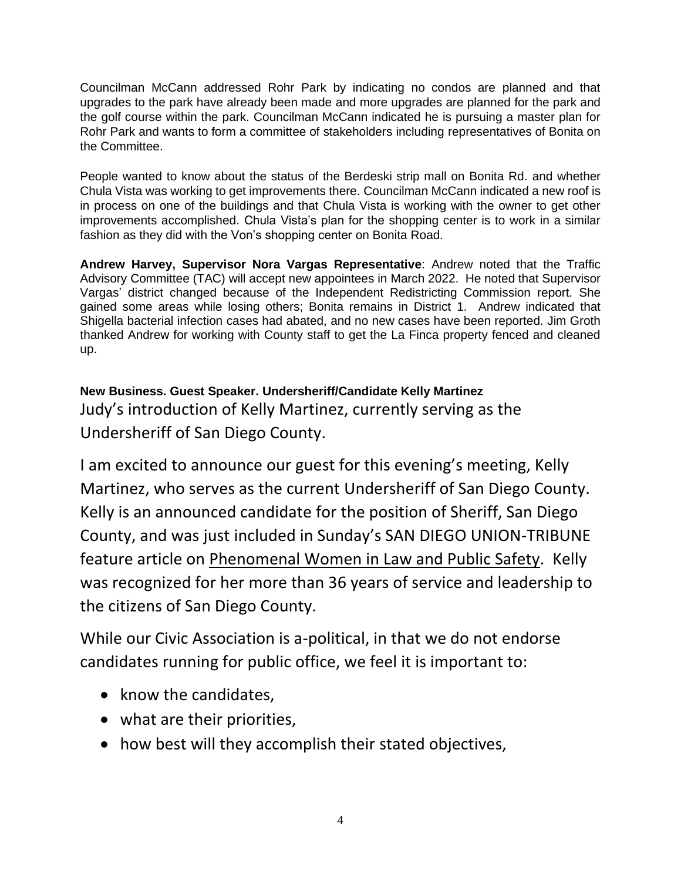Councilman McCann addressed Rohr Park by indicating no condos are planned and that upgrades to the park have already been made and more upgrades are planned for the park and the golf course within the park. Councilman McCann indicated he is pursuing a master plan for Rohr Park and wants to form a committee of stakeholders including representatives of Bonita on the Committee.

People wanted to know about the status of the Berdeski strip mall on Bonita Rd. and whether Chula Vista was working to get improvements there. Councilman McCann indicated a new roof is in process on one of the buildings and that Chula Vista is working with the owner to get other improvements accomplished. Chula Vista's plan for the shopping center is to work in a similar fashion as they did with the Von's shopping center on Bonita Road.

**Andrew Harvey, Supervisor Nora Vargas Representative**: Andrew noted that the Traffic Advisory Committee (TAC) will accept new appointees in March 2022. He noted that Supervisor Vargas' district changed because of the Independent Redistricting Commission report. She gained some areas while losing others; Bonita remains in District 1. Andrew indicated that Shigella bacterial infection cases had abated, and no new cases have been reported. Jim Groth thanked Andrew for working with County staff to get the La Finca property fenced and cleaned up.

**New Business. Guest Speaker. Undersheriff/Candidate Kelly Martinez**

Judy's introduction of Kelly Martinez, currently serving as the Undersheriff of San Diego County.

I am excited to announce our guest for this evening's meeting, Kelly Martinez, who serves as the current Undersheriff of San Diego County. Kelly is an announced candidate for the position of Sheriff, San Diego County, and was just included in Sunday's SAN DIEGO UNION-TRIBUNE feature article on Phenomenal Women in Law and Public Safety. Kelly was recognized for her more than 36 years of service and leadership to the citizens of San Diego County.

While our Civic Association is a-political, in that we do not endorse candidates running for public office, we feel it is important to:

- know the candidates,
- what are their priorities,
- how best will they accomplish their stated objectives,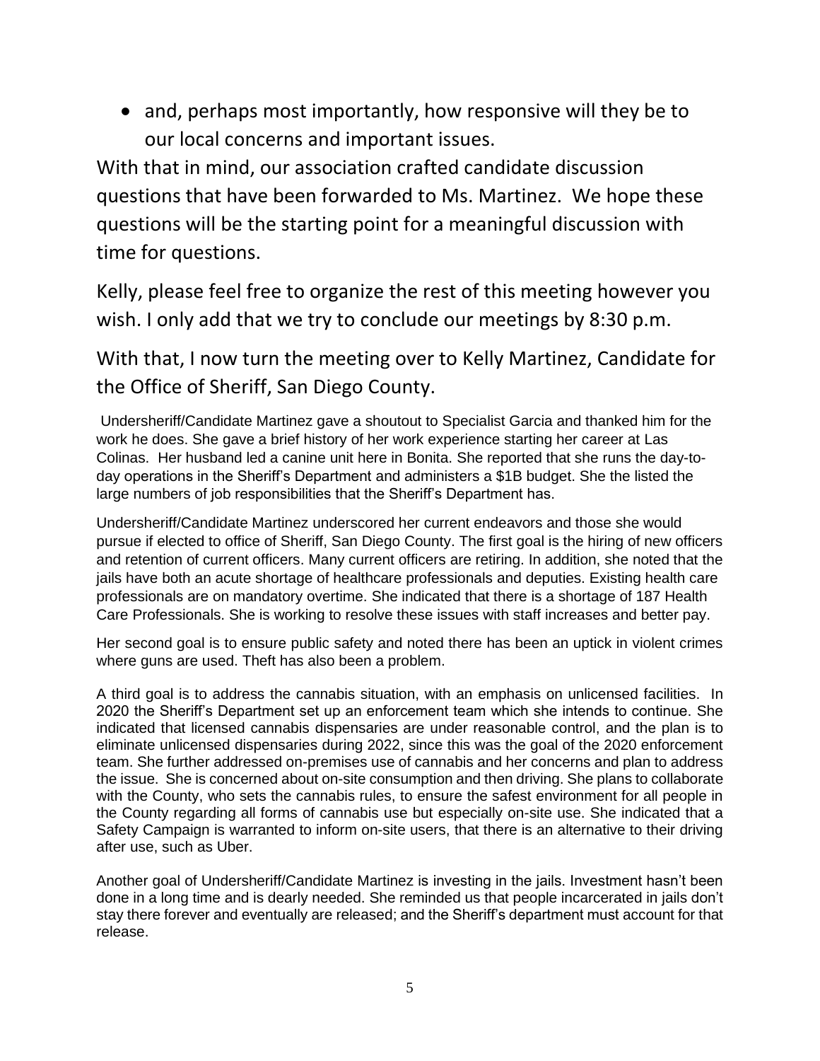- and, perhaps most importantly, how responsive will they be to our local concerns and important issues.

With that in mind, our association crafted candidate discussion questions that have been forwarded to Ms. Martinez. We hope these questions will be the starting point for a meaningful discussion with time for questions.

Kelly, please feel free to organize the rest of this meeting however you wish. I only add that we try to conclude our meetings by 8:30 p.m.

With that, I now turn the meeting over to Kelly Martinez, Candidate for the Office of Sheriff, San Diego County.

Undersheriff/Candidate Martinez gave a shoutout to Specialist Garcia and thanked him for the work he does. She gave a brief history of her work experience starting her career at Las Colinas. Her husband led a canine unit here in Bonita. She reported that she runs the day-to-day operations in the Sheriff's Department and administers a $1B budget. She the listed the large numbers of job responsibilities that the Sheriff's Department has.

Undersheriff/Candidate Martinez underscored her current endeavors and those she would pursue if elected to office of Sheriff, San Diego County. The first goal is the hiring of new officers and retention of current officers. Many current officers are retiring. In addition, she noted that the jails have both an acute shortage of healthcare professionals and deputies. Existing health care professionals are on mandatory overtime. She indicated that there is a shortage of 187 Health Care Professionals. She is working to resolve these issues with staff increases and better pay.

Her second goal is to ensure public safety and noted there has been an uptick in violent crimes where guns are used. Theft has also been a problem.

A third goal is to address the cannabis situation, with an emphasis on unlicensed facilities. In 2020 the Sheriff's Department set up an enforcement team which she intends to continue. She indicated that licensed cannabis dispensaries are under reasonable control, and the plan is to eliminate unlicensed dispensaries during 2022, since this was the goal of the 2020 enforcement team. She further addressed on-premises use of cannabis and her concerns and plan to address the issue. She is concerned about on-site consumption and then driving. She plans to collaborate with the County, who sets the cannabis rules, to ensure the safest environment for all people in the County regarding all forms of cannabis use but especially on-site use. She indicated that a Safety Campaign is warranted to inform on-site users, that there is an alternative to their driving after use, such as Uber.

Another goal of Undersheriff/Candidate Martinez is investing in the jails. Investment hasn't been done in a long time and is dearly needed. She reminded us that people incarcerated in jails don't stay there forever and eventually are released; and the Sheriff's department must account for that release.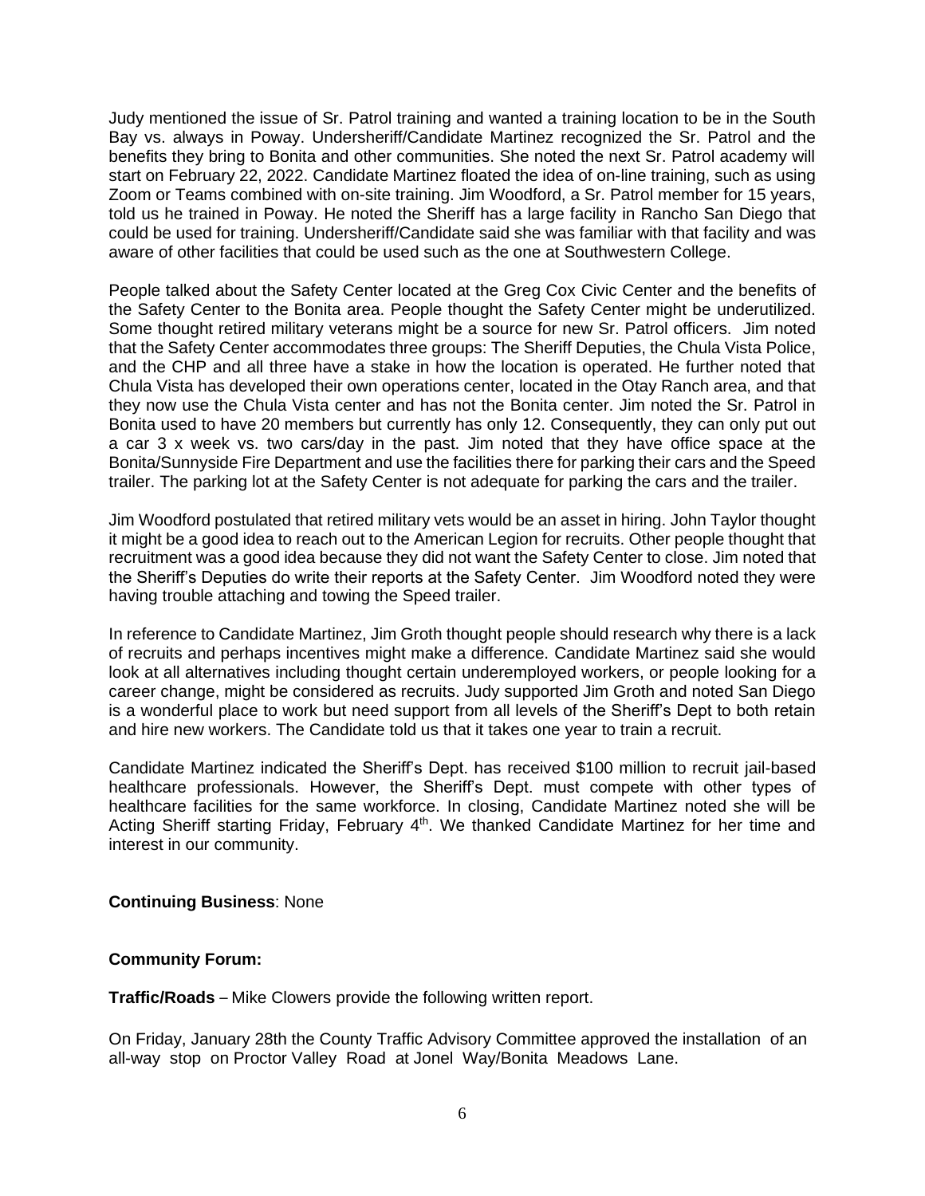Judy mentioned the issue of Sr. Patrol training and wanted a training location to be in the South Bay vs. always in Poway. Undersheriff/Candidate Martinez recognized the Sr. Patrol and the benefits they bring to Bonita and other communities. She noted the next Sr. Patrol academy will start on February 22, 2022. Candidate Martinez floated the idea of on-line training, such as using Zoom or Teams combined with on-site training. Jim Woodford, a Sr. Patrol member for 15 years, told us he trained in Poway. He noted the Sheriff has a large facility in Rancho San Diego that could be used for training. Undersheriff/Candidate said she was familiar with that facility and was aware of other facilities that could be used such as the one at Southwestern College.

People talked about the Safety Center located at the Greg Cox Civic Center and the benefits of the Safety Center to the Bonita area. People thought the Safety Center might be underutilized. Some thought retired military veterans might be a source for new Sr. Patrol officers. Jim noted that the Safety Center accommodates three groups: The Sheriff Deputies, the Chula Vista Police, and the CHP and all three have a stake in how the location is operated. He further noted that Chula Vista has developed their own operations center, located in the Otay Ranch area, and that they now use the Chula Vista center and has not the Bonita center. Jim noted the Sr. Patrol in Bonita used to have 20 members but currently has only 12. Consequently, they can only put out a car 3 x week vs. two cars/day in the past. Jim noted that they have office space at the Bonita/Sunnyside Fire Department and use the facilities there for parking their cars and the Speed trailer. The parking lot at the Safety Center is not adequate for parking the cars and the trailer.

Jim Woodford postulated that retired military vets would be an asset in hiring. John Taylor thought it might be a good idea to reach out to the American Legion for recruits. Other people thought that recruitment was a good idea because they did not want the Safety Center to close. Jim noted that the Sheriff's Deputies do write their reports at the Safety Center. Jim Woodford noted they were having trouble attaching and towing the Speed trailer.

In reference to Candidate Martinez, Jim Groth thought people should research why there is a lack of recruits and perhaps incentives might make a difference. Candidate Martinez said she would look at all alternatives including thought certain underemployed workers, or people looking for a career change, might be considered as recruits. Judy supported Jim Groth and noted San Diego is a wonderful place to work but need support from all levels of the Sheriff's Dept to both retain and hire new workers. The Candidate told us that it takes one year to train a recruit.

Candidate Martinez indicated the Sheriff's Dept. has received $100 million to recruit jail-based healthcare professionals. However, the Sheriff's Dept. must compete with other types of healthcare facilities for the same workforce. In closing, Candidate Martinez noted she will be Acting Sheriff starting Friday, February 4th. We thanked Candidate Martinez for her time and interest in our community.

**Continuing Business**: None

**Community Forum:**

**Traffic/Roads** – Mike Clowers provide the following written report.

On Friday, January 28th the County Traffic Advisory Committee approved the installation of an all-way stop on Proctor Valley Road at Jonel Way/Bonita Meadows Lane.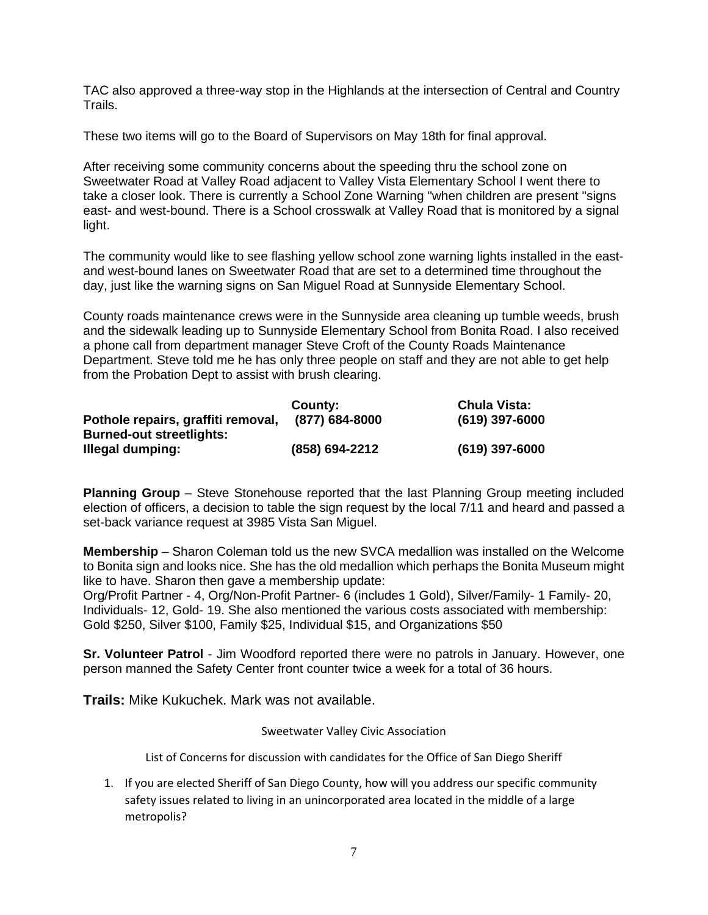TAC also approved a three-way stop in the Highlands at the intersection of Central and Country Trails.

These two items will go to the Board of Supervisors on May 18th for final approval.

After receiving some community concerns about the speeding thru the school zone on Sweetwater Road at Valley Road adjacent to Valley Vista Elementary School I went there to take a closer look. There is currently a School Zone Warning "when children are present "signs east- and west-bound. There is a School crosswalk at Valley Road that is monitored by a signal light.

The community would like to see flashing yellow school zone warning lights installed in the east- and west-bound lanes on Sweetwater Road that are set to a determined time throughout the day, just like the warning signs on San Miguel Road at Sunnyside Elementary School.

County roads maintenance crews were in the Sunnyside area cleaning up tumble weeds, brush and the sidewalk leading up to Sunnyside Elementary School from Bonita Road. I also received a phone call from department manager Steve Croft of the County Roads Maintenance Department. Steve told me he has only three people on staff and they are not able to get help from the Probation Dept to assist with brush clearing.

| | **County:** | **Chula Vista:** |
|---|---|---|
| **Pothole repairs, graffiti removal, Burned-out streetlights:** | **(877) 684-8000** | **(619) 397-6000** |
| **Illegal dumping:** | **(858) 694-2212** | **(619) 397-6000** |

**Planning Group** – Steve Stonehouse reported that the last Planning Group meeting included election of officers, a decision to table the sign request by the local 7/11 and heard and passed a set-back variance request at 3985 Vista San Miguel.

**Membership** – Sharon Coleman told us the new SVCA medallion was installed on the Welcome to Bonita sign and looks nice. She has the old medallion which perhaps the Bonita Museum might like to have. Sharon then gave a membership update:
Org/Profit Partner - 4, Org/Non-Profit Partner- 6 (includes 1 Gold), Silver/Family- 1 Family- 20, Individuals- 12, Gold- 19. She also mentioned the various costs associated with membership: Gold $250, Silver $100, Family $25, Individual $15, and Organizations $50

**Sr. Volunteer Patrol** - Jim Woodford reported there were no patrols in January. However, one person manned the Safety Center front counter twice a week for a total of 36 hours.

**Trails:** Mike Kukuchek. Mark was not available.

Sweetwater Valley Civic Association

List of Concerns for discussion with candidates for the Office of San Diego Sheriff

1. If you are elected Sheriff of San Diego County, how will you address our specific community safety issues related to living in an unincorporated area located in the middle of a large metropolis?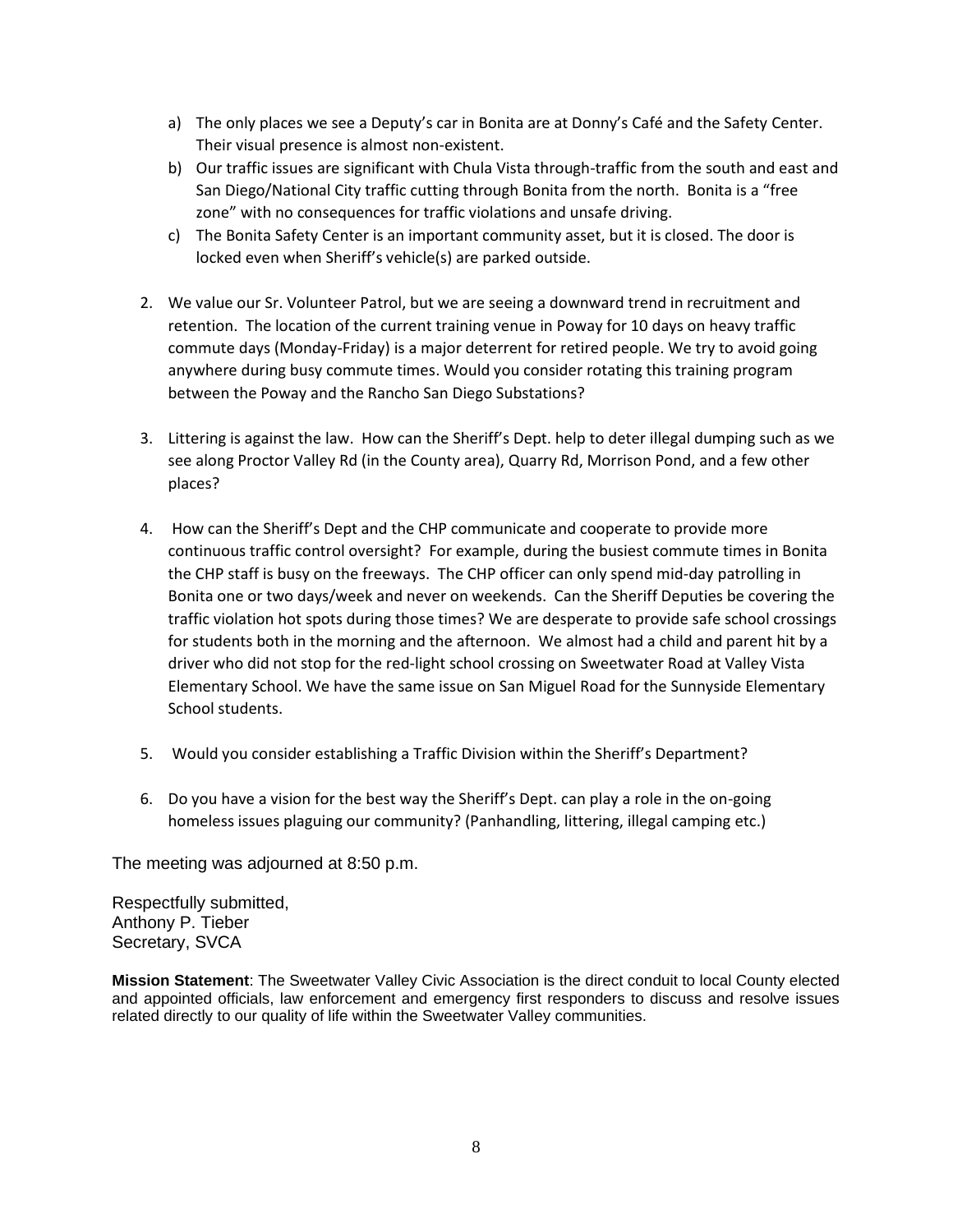a) The only places we see a Deputy's car in Bonita are at Donny's Café and the Safety Center. Their visual presence is almost non-existent.

b) Our traffic issues are significant with Chula Vista through-traffic from the south and east and San Diego/National City traffic cutting through Bonita from the north. Bonita is a "free zone" with no consequences for traffic violations and unsafe driving.

c) The Bonita Safety Center is an important community asset, but it is closed. The door is locked even when Sheriff's vehicle(s) are parked outside.

2. We value our Sr. Volunteer Patrol, but we are seeing a downward trend in recruitment and retention. The location of the current training venue in Poway for 10 days on heavy traffic commute days (Monday-Friday) is a major deterrent for retired people. We try to avoid going anywhere during busy commute times. Would you consider rotating this training program between the Poway and the Rancho San Diego Substations?

3. Littering is against the law. How can the Sheriff's Dept. help to deter illegal dumping such as we see along Proctor Valley Rd (in the County area), Quarry Rd, Morrison Pond, and a few other places?

4. How can the Sheriff's Dept and the CHP communicate and cooperate to provide more continuous traffic control oversight? For example, during the busiest commute times in Bonita the CHP staff is busy on the freeways. The CHP officer can only spend mid-day patrolling in Bonita one or two days/week and never on weekends. Can the Sheriff Deputies be covering the traffic violation hot spots during those times? We are desperate to provide safe school crossings for students both in the morning and the afternoon. We almost had a child and parent hit by a driver who did not stop for the red-light school crossing on Sweetwater Road at Valley Vista Elementary School. We have the same issue on San Miguel Road for the Sunnyside Elementary School students.

5. Would you consider establishing a Traffic Division within the Sheriff's Department?

6. Do you have a vision for the best way the Sheriff's Dept. can play a role in the on-going homeless issues plaguing our community? (Panhandling, littering, illegal camping etc.)

The meeting was adjourned at 8:50 p.m.

Respectfully submitted,
Anthony P. Tieber
Secretary, SVCA

**Mission Statement**: The Sweetwater Valley Civic Association is the direct conduit to local County elected and appointed officials, law enforcement and emergency first responders to discuss and resolve issues related directly to our quality of life within the Sweetwater Valley communities.